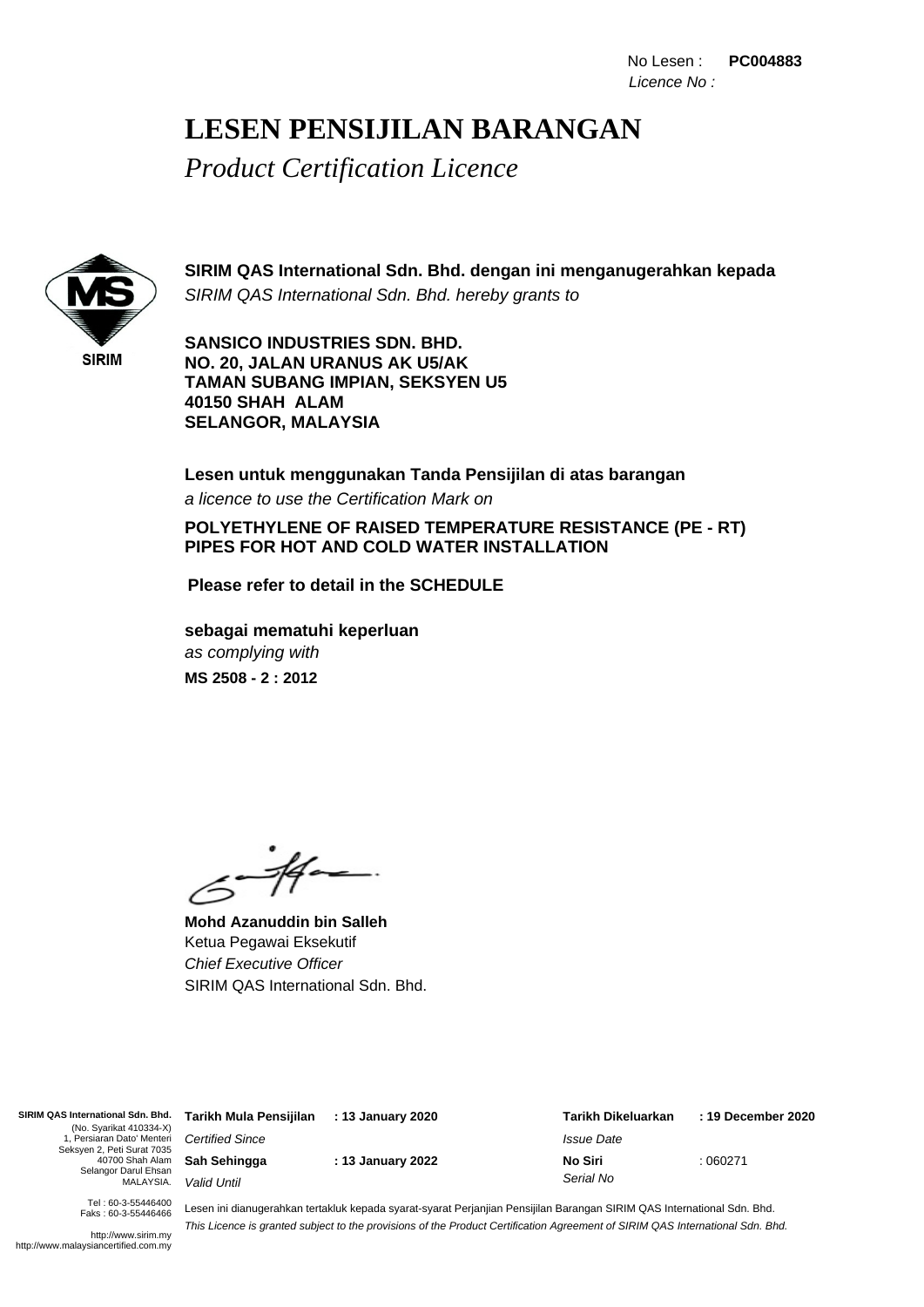No Lesen : **PC004883**
*Licence No :*

# LESEN PENSIJILAN BARANGAN

*Product Certification Licence*

SIRIM

**SIRIM QAS International Sdn. Bhd. dengan ini menganugerahkan kepada**
*SIRIM QAS International Sdn. Bhd. hereby grants to*

**SANSICO INDUSTRIES SDN. BHD.**
**NO. 20, JALAN URANUS AK U5/AK**
**TAMAN SUBANG IMPIAN, SEKSYEN U5**
**40150 SHAH ALAM**
**SELANGOR, MALAYSIA**

**Lesen untuk menggunakan Tanda Pensijilan di atas barangan**
*a licence to use the Certification Mark on*

**POLYETHYLENE OF RAISED TEMPERATURE RESISTANCE (PE - RT) PIPES FOR HOT AND COLD WATER INSTALLATION**

**Please refer to detail in the SCHEDULE**

**sebagai mematuhi keperluan**
*as complying with*
**MS 2508 - 2 : 2012**

**Mohd Azanuddin bin Salleh**
Ketua Pegawai Eksekutif
*Chief Executive Officer*
SIRIM QAS International Sdn. Bhd.

**SIRIM QAS International Sdn. Bhd.**
(No. Syarikat 410334-X)
1, Persiaran Dato' Menteri
Seksyen 2, Peti Surat 7035
40700 Shah Alam
Selangor Darul Ehsan
MALAYSIA.

Tel : 60-3-55446400
Faks : 60-3-55446466

http://www.sirim.my
http://www.malaysiancertified.com.my

| | | | |
|---|---|---|---|
| **Tarikh Mula Pensijilan** *Certified Since* | **: 13 January 2020** | **Tarikh Dikeluarkan** *Issue Date* | **: 19 December 2020** |
| **Sah Sehingga** *Valid Until* | **: 13 January 2022** | **No Siri** *Serial No* | : 060271 |

Lesen ini dianugerahkan tertakluk kepada syarat-syarat Perjanjian Pensijilan Barangan SIRIM QAS International Sdn. Bhd.
*This Licence is granted subject to the provisions of the Product Certification Agreement of SIRIM QAS International Sdn. Bhd.*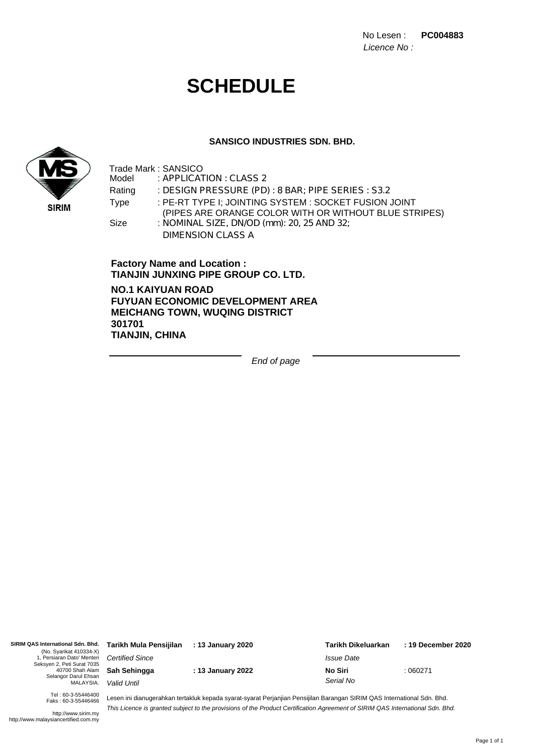No Lesen : **PC004883**
*Licence No :*

# SCHEDULE

**SANSICO INDUSTRIES SDN. BHD.**

SIRIM

Trade Mark : SANSICO
Model : APPLICATION : CLASS 2
Rating : DESIGN PRESSURE (PD) : 8 BAR; PIPE SERIES : S3.2
Type : PE-RT TYPE I; JOINTING SYSTEM : SOCKET FUSION JOINT (PIPES ARE ORANGE COLOR WITH OR WITHOUT BLUE STRIPES)
Size : NOMINAL SIZE, DN/OD (mm): 20, 25 AND 32; DIMENSION CLASS A

**Factory Name and Location :**
**TIANJIN JUNXING PIPE GROUP CO. LTD.**

**NO.1 KAIYUAN ROAD**
**FUYUAN ECONOMIC DEVELOPMENT AREA**
**MEICHANG TOWN, WUQING DISTRICT**
**301701**
**TIANJIN, CHINA**

*End of page*

**SIRIM QAS International Sdn. Bhd.**
(No. Syarikat 410334-X)
1, Persiaran Dato' Menteri
Seksyen 2, Peti Surat 7035
40700 Shah Alam
Selangor Darul Ehsan
MALAYSIA.

Tel : 60-3-55446400
Faks : 60-3-55446466

http://www.sirim.my
http://www.malaysiancertified.com.my

| | | | |
|---|---|---|---|
| **Tarikh Mula Pensijilan** *Certified Since* | **: 13 January 2020** | **Tarikh Dikeluarkan** *Issue Date* | **: 19 December 2020** |
| **Sah Sehingga** *Valid Until* | **: 13 January 2022** | **No Siri** *Serial No* | : 060271 |

Lesen ini dianugerahkan tertakluk kepada syarat-syarat Perjanjian Pensijilan Barangan SIRIM QAS International Sdn. Bhd.
*This Licence is granted subject to the provisions of the Product Certification Agreement of SIRIM QAS International Sdn. Bhd.*